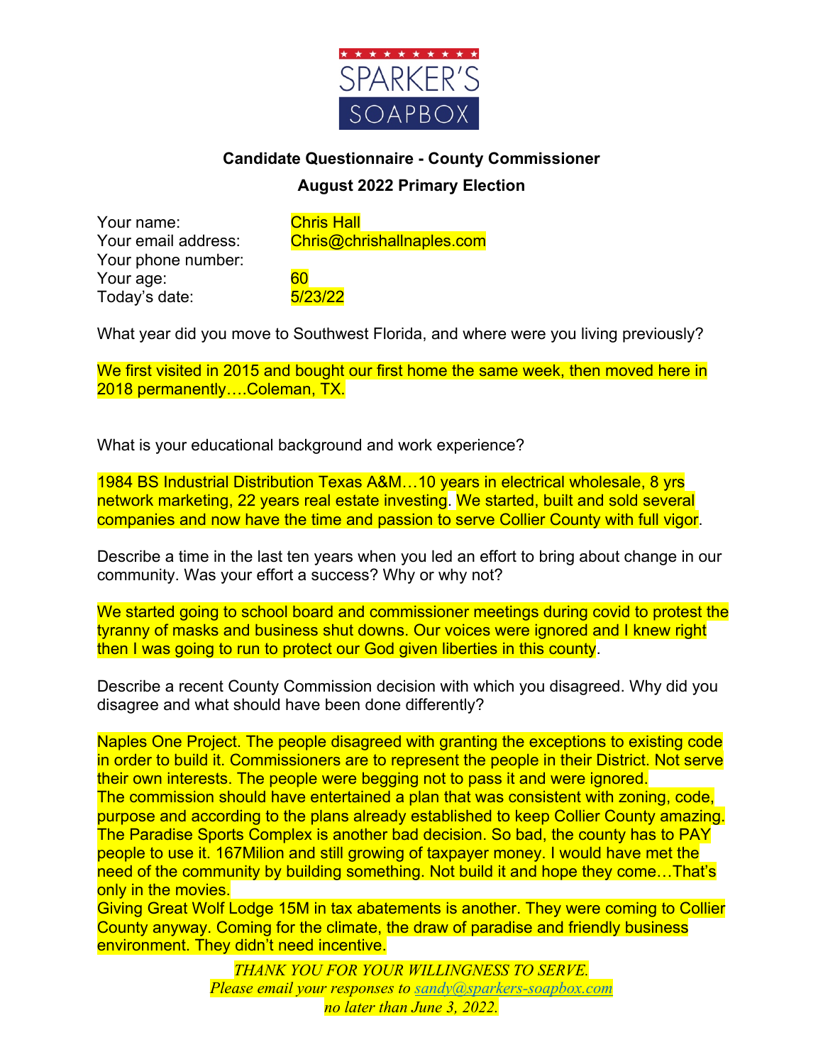SPARKER'S SOAPBOX

**Candidate Questionnaire - County Commissioner**

**August 2022 Primary Election**

Your name: Chris Hall
Your email address: Chris@chrishallnaples.com
Your phone number:
Your age: 60
Today's date: 5/23/22

What year did you move to Southwest Florida, and where were you living previously?

We first visited in 2015 and bought our first home the same week, then moved here in 2018 permanently….Coleman, TX.

What is your educational background and work experience?

1984 BS Industrial Distribution Texas A&M…10 years in electrical wholesale, 8 yrs network marketing, 22 years real estate investing. We started, built and sold several companies and now have the time and passion to serve Collier County with full vigor.

Describe a time in the last ten years when you led an effort to bring about change in our community. Was your effort a success? Why or why not?

We started going to school board and commissioner meetings during covid to protest the tyranny of masks and business shut downs. Our voices were ignored and I knew right then I was going to run to protect our God given liberties in this county.

Describe a recent County Commission decision with which you disagreed. Why did you disagree and what should have been done differently?

Naples One Project. The people disagreed with granting the exceptions to existing code in order to build it. Commissioners are to represent the people in their District. Not serve their own interests. The people were begging not to pass it and were ignored.
The commission should have entertained a plan that was consistent with zoning, code, purpose and according to the plans already established to keep Collier County amazing.
The Paradise Sports Complex is another bad decision. So bad, the county has to PAY people to use it. 167Milion and still growing of taxpayer money. I would have met the need of the community by building something. Not build it and hope they come…That's only in the movies.
Giving Great Wolf Lodge 15M in tax abatements is another. They were coming to Collier County anyway. Coming for the climate, the draw of paradise and friendly business environment. They didn't need incentive.

*THANK YOU FOR YOUR WILLINGNESS TO SERVE.*
*Please email your responses to sandy@sparkers-soapbox.com*
*no later than June 3, 2022.*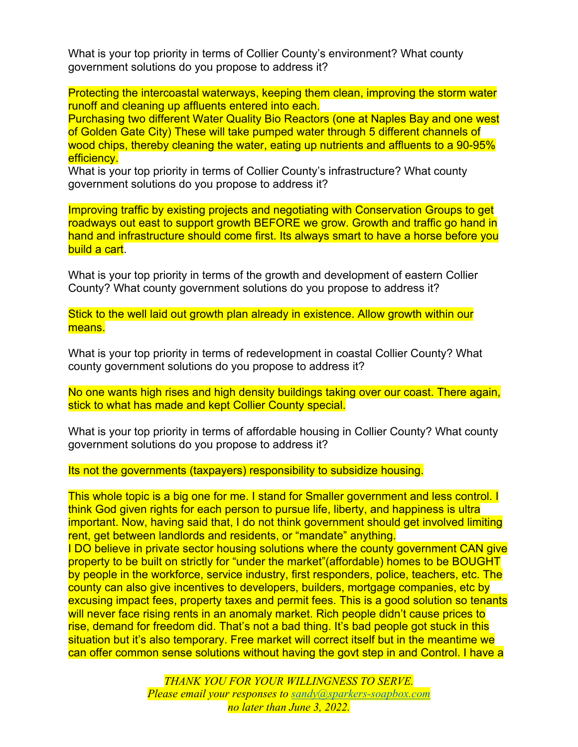What is your top priority in terms of Collier County's environment? What county government solutions do you propose to address it?

Protecting the intercoastal waterways, keeping them clean, improving the storm water runoff and cleaning up affluents entered into each.
Purchasing two different Water Quality Bio Reactors (one at Naples Bay and one west of Golden Gate City) These will take pumped water through 5 different channels of wood chips, thereby cleaning the water, eating up nutrients and affluents to a 90-95% efficiency.
What is your top priority in terms of Collier County's infrastructure? What county government solutions do you propose to address it?

Improving traffic by existing projects and negotiating with Conservation Groups to get roadways out east to support growth BEFORE we grow. Growth and traffic go hand in hand and infrastructure should come first. Its always smart to have a horse before you build a cart.

What is your top priority in terms of the growth and development of eastern Collier County? What county government solutions do you propose to address it?

Stick to the well laid out growth plan already in existence. Allow growth within our means.

What is your top priority in terms of redevelopment in coastal Collier County? What county government solutions do you propose to address it?

No one wants high rises and high density buildings taking over our coast. There again, stick to what has made and kept Collier County special.

What is your top priority in terms of affordable housing in Collier County? What county government solutions do you propose to address it?

Its not the governments (taxpayers) responsibility to subsidize housing.

This whole topic is a big one for me. I stand for Smaller government and less control. I think God given rights for each person to pursue life, liberty, and happiness is ultra important. Now, having said that, I do not think government should get involved limiting rent, get between landlords and residents, or "mandate" anything.
I DO believe in private sector housing solutions where the county government CAN give property to be built on strictly for "under the market"(affordable) homes to be BOUGHT by people in the workforce, service industry, first responders, police, teachers, etc. The county can also give incentives to developers, builders, mortgage companies, etc by excusing impact fees, property taxes and permit fees. This is a good solution so tenants will never face rising rents in an anomaly market. Rich people didn't cause prices to rise, demand for freedom did. That's not a bad thing. It's bad people got stuck in this situation but it's also temporary. Free market will correct itself but in the meantime we can offer common sense solutions without having the govt step in and Control. I have a

*THANK YOU FOR YOUR WILLINGNESS TO SERVE.*
*Please email your responses to sandy@sparkers-soapbox.com*
*no later than June 3, 2022.*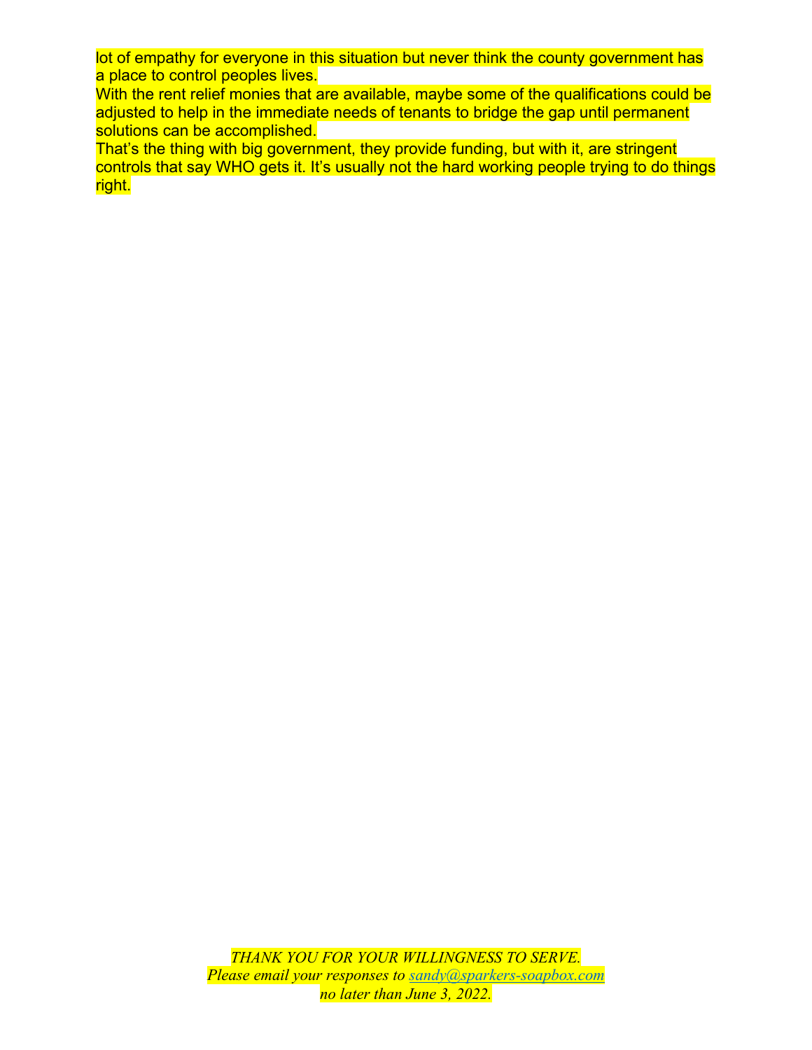lot of empathy for everyone in this situation but never think the county government has a place to control peoples lives.

With the rent relief monies that are available, maybe some of the qualifications could be adjusted to help in the immediate needs of tenants to bridge the gap until permanent solutions can be accomplished.

That's the thing with big government, they provide funding, but with it, are stringent controls that say WHO gets it. It's usually not the hard working people trying to do things right.

*THANK YOU FOR YOUR WILLINGNESS TO SERVE.*
*Please email your responses to sandy@sparkers-soapbox.com*
*no later than June 3, 2022.*